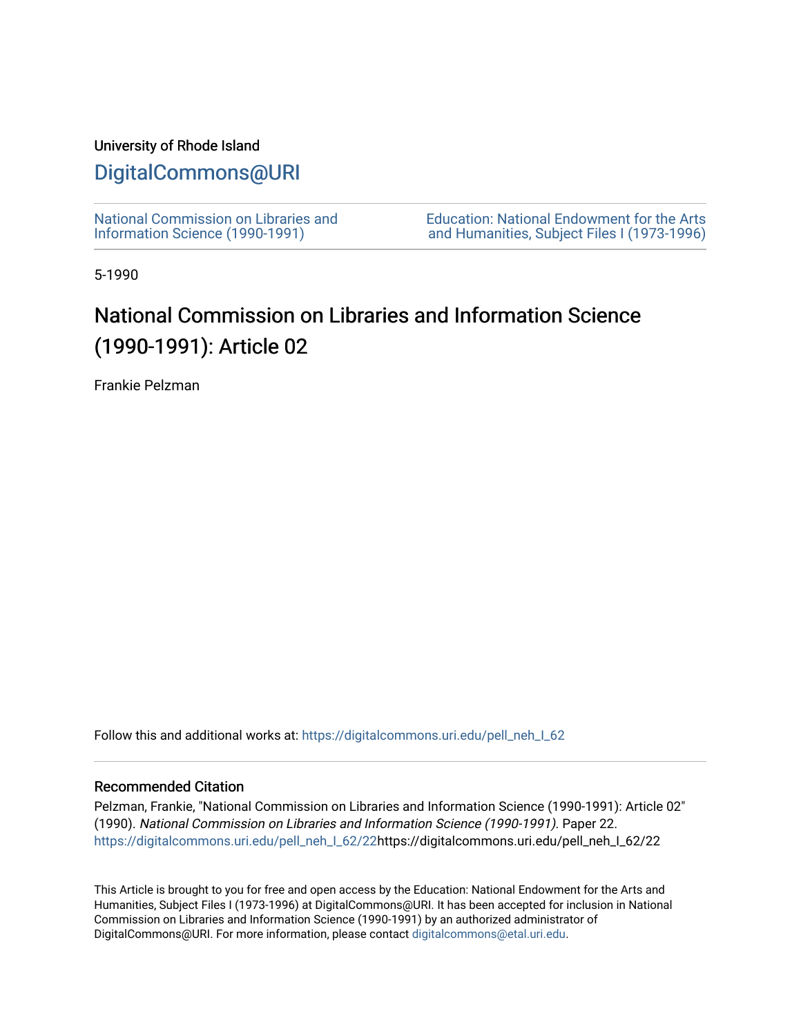University of Rhode Island

# DigitalCommons@URI

National Commission on Libraries and Information Science (1990-1991)

Education: National Endowment for the Arts and Humanities, Subject Files I (1973-1996)

5-1990

## National Commission on Libraries and Information Science (1990-1991): Article 02

Frankie Pelzman

Follow this and additional works at: https://digitalcommons.uri.edu/pell_neh_I_62

### Recommended Citation

Pelzman, Frankie, "National Commission on Libraries and Information Science (1990-1991): Article 02" (1990). *National Commission on Libraries and Information Science (1990-1991).* Paper 22. https://digitalcommons.uri.edu/pell_neh_I_62/22https://digitalcommons.uri.edu/pell_neh_I_62/22

This Article is brought to you for free and open access by the Education: National Endowment for the Arts and Humanities, Subject Files I (1973-1996) at DigitalCommons@URI. It has been accepted for inclusion in National Commission on Libraries and Information Science (1990-1991) by an authorized administrator of DigitalCommons@URI. For more information, please contact digitalcommons@etal.uri.edu.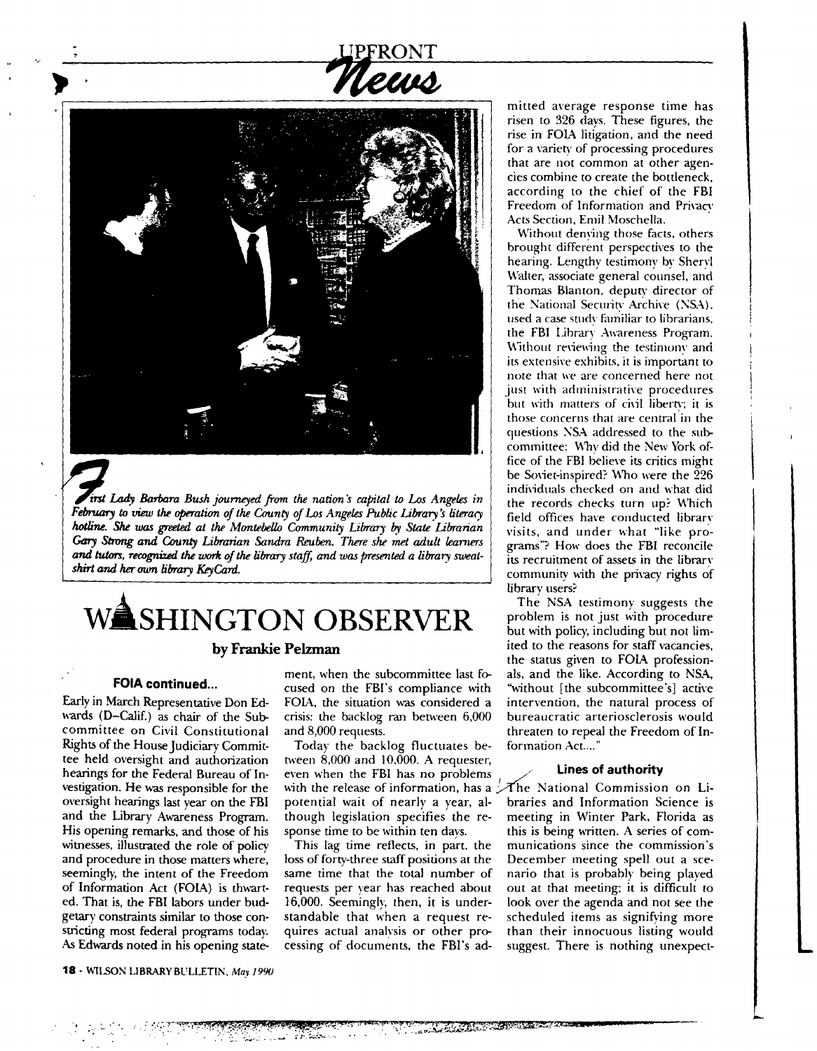## UPFRONT News

*First Lady Barbara Bush journeyed from the nation's capital to Los Angeles in February to view the operation of the County of Los Angeles Public Library's literacy hotline. She was greeted at the Montebello Community Library by State Librarian Gary Strong and County Librarian Sandra Reuben. There she met adult learners and tutors, recognized the work of the library staff, and was presented a library sweatshirt and her own library KeyCard.*

# WASHINGTON OBSERVER

**by Frankie Pelzman**

### FOIA continued...

Early in March Representative Don Edwards (D–Calif.) as chair of the Subcommittee on Civil Constitutional Rights of the House Judiciary Committee held oversight and authorization hearings for the Federal Bureau of Investigation. He was responsible for the oversight hearings last year on the FBI and the Library Awareness Program. His opening remarks, and those of his witnesses, illustrated the role of policy and procedure in those matters where, seemingly, the intent of the Freedom of Information Act (FOIA) is thwarted. That is, the FBI labors under budgetary constraints similar to those constricting most federal programs today. As Edwards noted in his opening statement, when the subcommittee last focused on the FBI's compliance with FOIA, the situation was considered a crisis: the backlog ran between 6,000 and 8,000 requests.

Today the backlog fluctuates between 8,000 and 10,000. A requester, even when the FBI has no problems with the release of information, has a potential wait of nearly a year, although legislation specifies the response time to be within ten days.

This lag time reflects, in part, the loss of forty-three staff positions at the same time that the total number of requests per year has reached about 16,000. Seemingly, then, it is understandable that when a request requires actual analysis or other processing of documents, the FBI's admitted average response time has risen to 326 days. These figures, the rise in FOIA litigation, and the need for a variety of processing procedures that are not common at other agencies combine to create the bottleneck, according to the chief of the FBI Freedom of Information and Privacy Acts Section, Emil Moschella.

Without denying those facts, others brought different perspectives to the hearing. Lengthy testimony by Sheryl Walter, associate general counsel, and Thomas Blanton, deputy director of the National Security Archive (NSA), used a case study familiar to librarians, the FBI Library Awareness Program. Without reviewing the testimony and its extensive exhibits, it is important to note that we are concerned here not just with administrative procedures but with matters of civil liberty; it is those concerns that are central in the questions NSA addressed to the subcommittee: Why did the New York office of the FBI believe its critics might be Soviet-inspired? Who were the 226 individuals checked on and what did the records checks turn up? Which field offices have conducted library visits, and under what "like programs"? How does the FBI reconcile its recruitment of assets in the library community with the privacy rights of library users?

The NSA testimony suggests the problem is not just with procedure but with policy, including but not limited to the reasons for staff vacancies, the status given to FOIA professionals, and the like. According to NSA, "without [the subcommittee's] active intervention, the natural process of bureaucratic arteriosclerosis would threaten to repeal the Freedom of Information Act...."

### Lines of authority

The National Commission on Libraries and Information Science is meeting in Winter Park, Florida as this is being written. A series of communications since the commission's December meeting spell out a scenario that is probably being played out at that meeting; it is difficult to look over the agenda and not see the scheduled items as signifying more than their innocuous listing would suggest. There is nothing unexpect-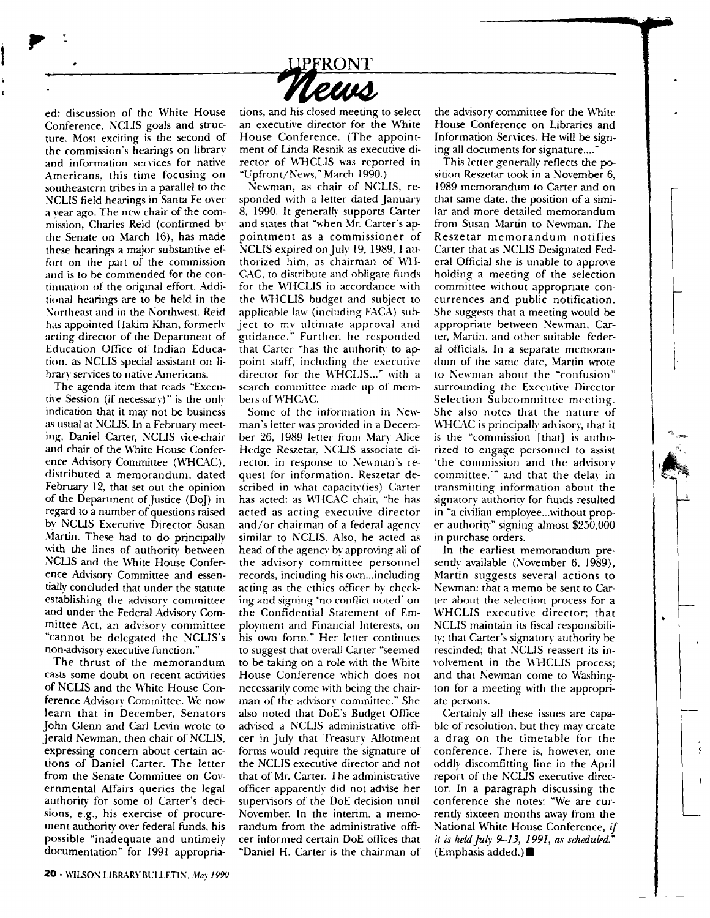ed: discussion of the White House Conference, NCLIS goals and structure. Most exciting is the second of the commission's hearings on library and information services for native Americans, this time focusing on southeastern tribes in a parallel to the NCLIS field hearings in Santa Fe over a year ago. The new chair of the commission, Charles Reid (confirmed by the Senate on March 16), has made these hearings a major substantive effort on the part of the commission and is to be commended for the continuation of the original effort. Additional hearings are to be held in the Northeast and in the Northwest. Reid has appointed Hakim Khan, formerly acting director of the Department of Education Office of Indian Education, as NCLIS special assistant on library services to native Americans.

The agenda item that reads "Executive Session (if necessary)" is the only indication that it may not be business as usual at NCLIS. In a February meeting, Daniel Carter, NCLIS vice-chair and chair of the White House Conference Advisory Committee (WHCAC), distributed a memorandum, dated February 12, that set out the opinion of the Department of Justice (DoJ) in regard to a number of questions raised by NCLIS Executive Director Susan Martin. These had to do principally with the lines of authority between NCLIS and the White House Conference Advisory Committee and essentially concluded that under the statute establishing the advisory committee and under the Federal Advisory Committee Act, an advisory committee "cannot be delegated the NCLIS's non-advisory executive function."

The thrust of the memorandum casts some doubt on recent activities of NCLIS and the White House Conference Advisory Committee. We now learn that in December, Senators John Glenn and Carl Levin wrote to Jerald Newman, then chair of NCLIS, expressing concern about certain actions of Daniel Carter. The letter from the Senate Committee on Governmental Affairs queries the legal authority for some of Carter's decisions, e.g., his exercise of procurement authority over federal funds, his possible "inadequate and untimely documentation" for 1991 appropriations, and his closed meeting to select an executive director for the White House Conference. (The appointment of Linda Resnik as executive director of WHCLIS was reported in "Upfront/News," March 1990.)

Newman, as chair of NCLIS, responded with a letter dated January 8, 1990. It generally supports Carter and states that "when Mr. Carter's appointment as a commissioner of NCLIS expired on July 19, 1989, I authorized him, as chairman of WHCAC, to distribute and obligate funds for the WHCLIS in accordance with the WHCLIS budget and subject to applicable law (including FACA) subject to my ultimate approval and guidance." Further, he responded that Carter "has the authority to appoint staff, including the executive director for the WHCLIS..." with a search committee made up of members of WHCAC.

Some of the information in Newman's letter was provided in a December 26, 1989 letter from Mary Alice Hedge Reszetar, NCLIS associate director, in response to Newman's request for information. Reszetar described in what capacity(ies) Carter has acted: as WHCAC chair, "he has acted as acting executive director and/or chairman of a federal agency similar to NCLIS. Also, he acted as head of the agency by approving all of the advisory committee personnel records, including his own...including acting as the ethics officer by checking and signing 'no conflict noted' on the Confidential Statement of Employment and Financial Interests, on his own form." Her letter continues to suggest that overall Carter "seemed to be taking on a role with the White House Conference which does not necessarily come with being the chairman of the advisory committee." She also noted that DoE's Budget Office advised a NCLIS administrative officer in July that Treasury Allotment forms would require the signature of the NCLIS executive director and not that of Mr. Carter. The administrative officer apparently did not advise her supervisors of the DoE decision until November. In the interim, a memorandum from the administrative officer informed certain DoE offices that "Daniel H. Carter is the chairman of the advisory committee for the White House Conference on Libraries and Information Services. He will be signing all documents for signature...."

This letter generally reflects the position Reszetar took in a November 6, 1989 memorandum to Carter and on that same date, the position of a similar and more detailed memorandum from Susan Martin to Newman. The Reszetar memorandum notifies Carter that as NCLIS Designated Federal Official she is unable to approve holding a meeting of the selection committee without appropriate concurrences and public notification. She suggests that a meeting would be appropriate between Newman, Carter, Martin, and other suitable federal officials. In a separate memorandum of the same date, Martin wrote to Newman about the "confusion" surrounding the Executive Director Selection Subcommittee meeting. She also notes that the nature of WHCAC is principally advisory, that it is the "commission [that] is authorized to engage personnel to assist 'the commission and the advisory committee,'" and that the delay in transmitting information about the signatory authority for funds resulted in "a civilian employee...without proper authority" signing almost $250,000 in purchase orders.

In the earliest memorandum presently available (November 6, 1989), Martin suggests several actions to Newman: that a memo be sent to Carter about the selection process for a WHCLIS executive director; that NCLIS maintain its fiscal responsibility; that Carter's signatory authority be rescinded; that NCLIS reassert its involvement in the WHCLIS process; and that Newman come to Washington for a meeting with the appropriate persons.

Certainly all these issues are capable of resolution, but they may create a drag on the timetable for the conference. There is, however, one oddly discomfiting line in the April report of the NCLIS executive director. In a paragraph discussing the conference she notes: "We are currently sixteen months away from the National White House Conference, *if it is held July 9–13, 1991, as scheduled.*" (Emphasis added.) ■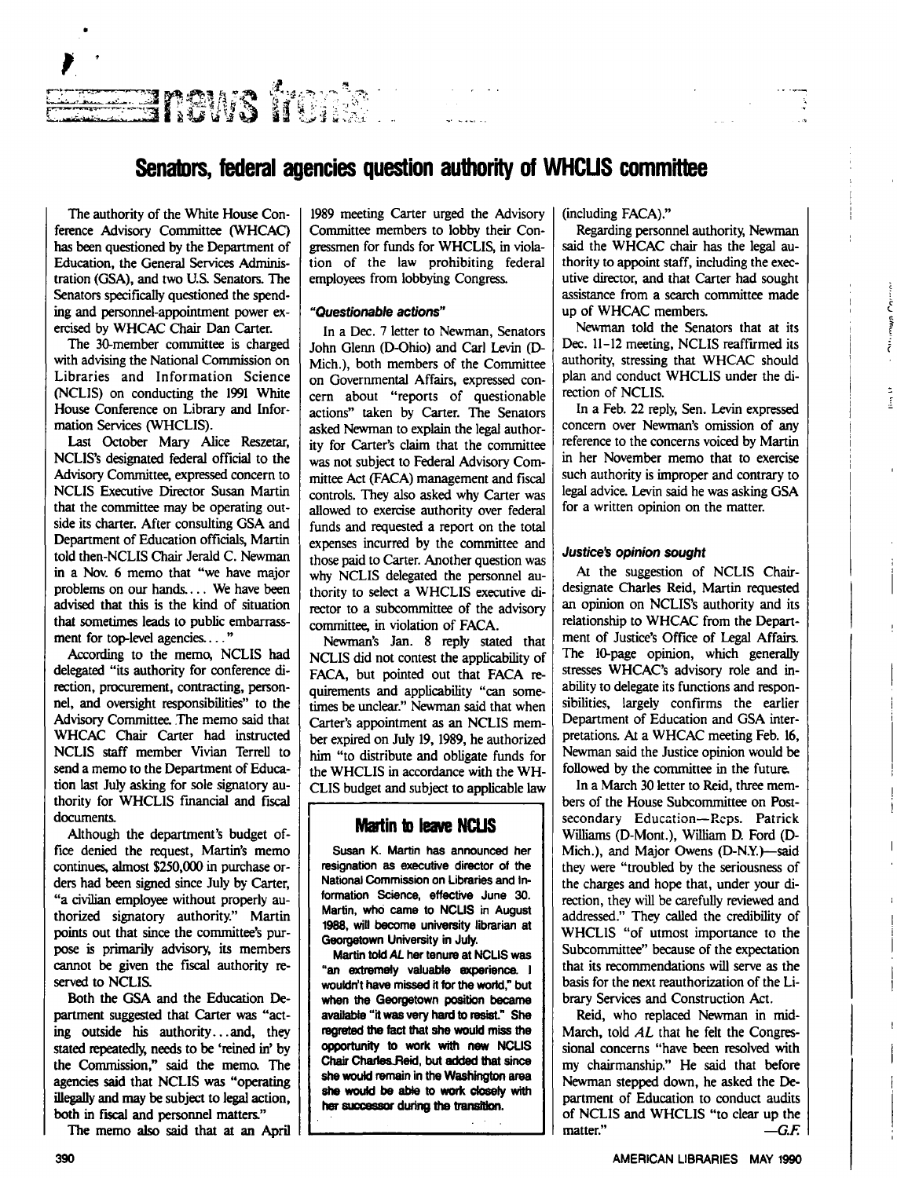news from

# Senators, federal agencies question authority of WHCLIS committee

The authority of the White House Conference Advisory Committee (WHCAC) has been questioned by the Department of Education, the General Services Administration (GSA), and two U.S. Senators. The Senators specifically questioned the spending and personnel-appointment power exercised by WHCAC Chair Dan Carter.

The 30-member committee is charged with advising the National Commission on Libraries and Information Science (NCLIS) on conducting the 1991 White House Conference on Library and Information Services (WHCLIS).

Last October Mary Alice Reszetar, NCLIS's designated federal official to the Advisory Committee, expressed concern to NCLIS Executive Director Susan Martin that the committee may be operating outside its charter. After consulting GSA and Department of Education officials, Martin told then-NCLIS Chair Jerald C. Newman in a Nov. 6 memo that "we have major problems on our hands.... We have been advised that this is the kind of situation that sometimes leads to public embarrassment for top-level agencies...."

According to the memo, NCLIS had delegated "its authority for conference direction, procurement, contracting, personnel, and oversight responsibilities" to the Advisory Committee. The memo said that WHCAC Chair Carter had instructed NCLIS staff member Vivian Terrell to send a memo to the Department of Education last July asking for sole signatory authority for WHCLIS financial and fiscal documents.

Although the department's budget office denied the request, Martin's memo continues, almost $250,000 in purchase orders had been signed since July by Carter, "a civilian employee without properly authorized signatory authority." Martin points out that since the committee's purpose is primarily advisory, its members cannot be given the fiscal authority reserved to NCLIS.

Both the GSA and the Education Department suggested that Carter was "acting outside his authority...and, they stated repeatedly, needs to be 'reined in' by the Commission," said the memo. The agencies said that NCLIS was "operating illegally and may be subject to legal action, both in fiscal and personnel matters."

The memo also said that at an April 1989 meeting Carter urged the Advisory Committee members to lobby their Congressmen for funds for WHCLIS, in violation of the law prohibiting federal employees from lobbying Congress.

### *"Questionable actions"*

In a Dec. 7 letter to Newman, Senators John Glenn (D-Ohio) and Carl Levin (D-Mich.), both members of the Committee on Governmental Affairs, expressed concern about "reports of questionable actions" taken by Carter. The Senators asked Newman to explain the legal authority for Carter's claim that the committee was not subject to Federal Advisory Committee Act (FACA) management and fiscal controls. They also asked why Carter was allowed to exercise authority over federal funds and requested a report on the total expenses incurred by the committee and those paid to Carter. Another question was why NCLIS delegated the personnel authority to select a WHCLIS executive director to a subcommittee of the advisory committee, in violation of FACA.

Newman's Jan. 8 reply stated that NCLIS did not contest the applicability of FACA, but pointed out that FACA requirements and applicability "can sometimes be unclear." Newman said that when Carter's appointment as an NCLIS member expired on July 19, 1989, he authorized him "to distribute and obligate funds for the WHCLIS in accordance with the WHCLIS budget and subject to applicable law (including FACA)."

Regarding personnel authority, Newman said the WHCAC chair has the legal authority to appoint staff, including the executive director, and that Carter had sought assistance from a search committee made up of WHCAC members.

Newman told the Senators that at its Dec. 11–12 meeting, NCLIS reaffirmed its authority, stressing that WHCAC should plan and conduct WHCLIS under the direction of NCLIS.

In a Feb. 22 reply, Sen. Levin expressed concern over Newman's omission of any reference to the concerns voiced by Martin in her November memo that to exercise such authority is improper and contrary to legal advice. Levin said he was asking GSA for a written opinion on the matter.

### *Justice's opinion sought*

At the suggestion of NCLIS Chair-designate Charles Reid, Martin requested an opinion on NCLIS's authority and its relationship to WHCAC from the Department of Justice's Office of Legal Affairs. The 10-page opinion, which generally stresses WHCAC's advisory role and inability to delegate its functions and responsibilities, largely confirms the earlier Department of Education and GSA interpretations. At a WHCAC meeting Feb. 16, Newman said the Justice opinion would be followed by the committee in the future.

In a March 30 letter to Reid, three members of the House Subcommittee on Postsecondary Education—Reps. Patrick Williams (D-Mont.), William D. Ford (D-Mich.), and Major Owens (D-N.Y.)—said they were "troubled by the seriousness of the charges and hope that, under your direction, they will be carefully reviewed and addressed." They called the credibility of WHCLIS "of utmost importance to the Subcommittee" because of the expectation that its recommendations will serve as the basis for the next reauthorization of the Library Services and Construction Act.

Reid, who replaced Newman in mid-March, told *AL* that he felt the Congressional concerns "have been resolved with my chairmanship." He said that before Newman stepped down, he asked the Department of Education to conduct audits of NCLIS and WHCLIS "to clear up the matter." —*G.F.*

## Martin to leave NCLIS

**Susan K. Martin has announced her resignation as executive director of the National Commission on Libraries and Information Science, effective June 30. Martin, who came to NCLIS in August 1988, will become university librarian at Georgetown University in July.**

**Martin told *AL* her tenure at NCLIS was "an extremely valuable experience. I wouldn't have missed it for the world," but when the Georgetown position became available "it was very hard to resist." She regretted the fact that she would miss the opportunity to work with new NCLIS Chair Charles Reid, but added that since she would remain in the Washington area she would be able to work closely with her successor during the transition.**